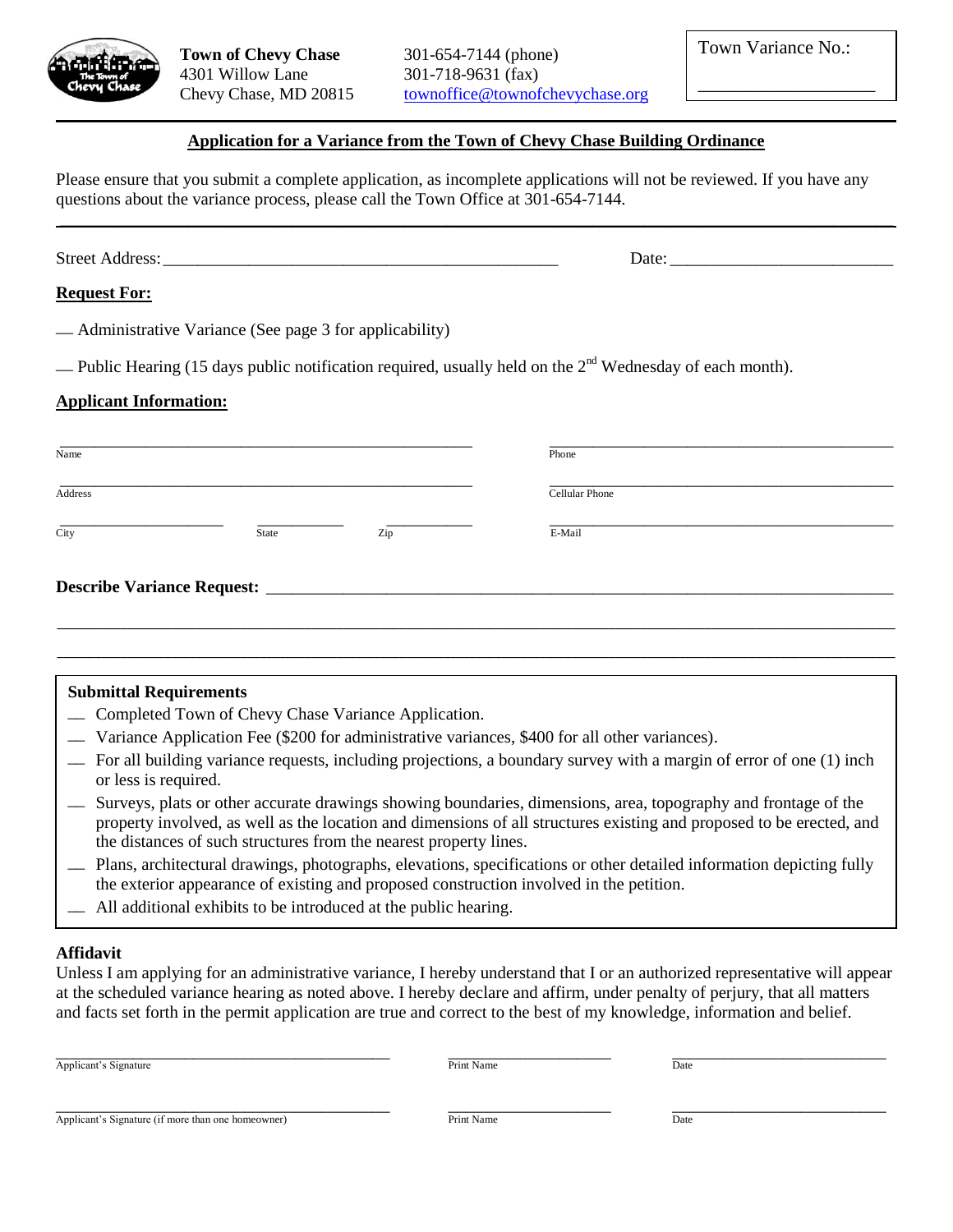**Town of Chevy Chase**
4301 Willow Lane
Chevy Chase, MD 20815

301-654-7144 (phone)
301-718-9631 (fax)
townoffice@townofchevychase.org

Town Variance No.: ____________________

---

## Application for a Variance from the Town of Chevy Chase Building Ordinance

Please ensure that you submit a complete application, as incomplete applications will not be reviewed. If you have any questions about the variance process, please call the Town Office at 301-654-7144.

---

Street Address: ______________________________________________ Date: __________________________

**Request For:**

__ Administrative Variance (See page 3 for applicability)

__ Public Hearing (15 days public notification required, usually held on the 2nd Wednesday of each month).

**Applicant Information:**

| | |
|---|---|
| Name: ______________________________ | Phone: ______________________________ |
| Address: ______________________________ | Cellular Phone: ______________________________ |
| City: __________ State: __________ Zip: __________ | E-Mail: ______________________________ |

**Describe Variance Request:** ____________________________________________________________

_____________________________________________________________________________________

_____________________________________________________________________________________

**Submittal Requirements**

- __ Completed Town of Chevy Chase Variance Application.
- __ Variance Application Fee ($200 for administrative variances, $400 for all other variances).
- __ For all building variance requests, including projections, a boundary survey with a margin of error of one (1) inch or less is required.
- __ Surveys, plats or other accurate drawings showing boundaries, dimensions, area, topography and frontage of the property involved, as well as the location and dimensions of all structures existing and proposed to be erected, and the distances of such structures from the nearest property lines.
- __ Plans, architectural drawings, photographs, elevations, specifications or other detailed information depicting fully the exterior appearance of existing and proposed construction involved in the petition.
- __ All additional exhibits to be introduced at the public hearing.

**Affidavit**

Unless I am applying for an administrative variance, I hereby understand that I or an authorized representative will appear at the scheduled variance hearing as noted above. I hereby declare and affirm, under penalty of perjury, that all matters and facts set forth in the permit application are true and correct to the best of my knowledge, information and belief.

| | | |
|---|---|---|
| ______________________________ | ____________________ | ____________________ |
| Applicant's Signature | Print Name | Date |
| ______________________________ | ____________________ | ____________________ |
| Applicant's Signature (if more than one homeowner) | Print Name | Date |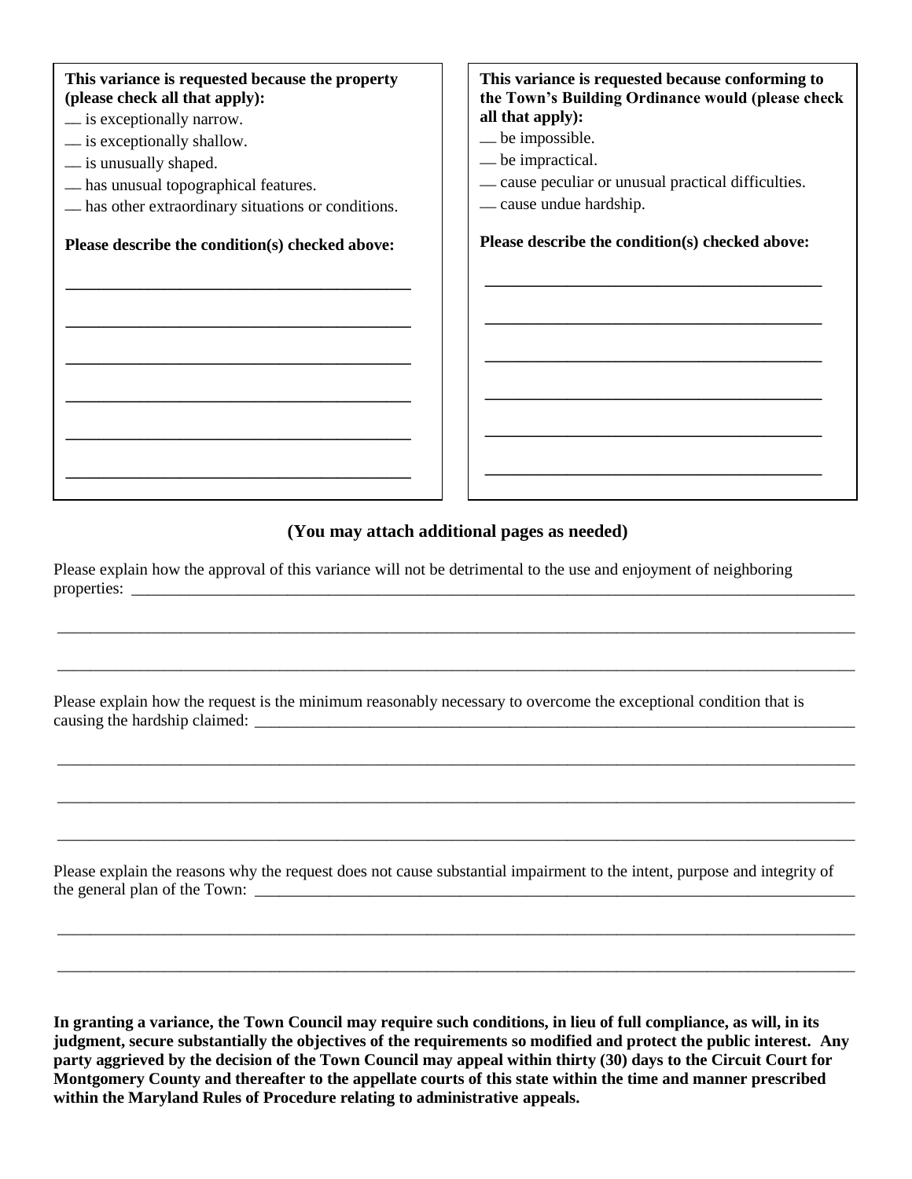**This variance is requested because the property (please check all that apply):**

__ is exceptionally narrow.
__ is exceptionally shallow.
__ is unusually shaped.
__ has unusual topographical features.
__ has other extraordinary situations or conditions.

**Please describe the condition(s) checked above:**

_______________________________________________

_______________________________________________

_______________________________________________

_______________________________________________

_______________________________________________

_______________________________________________

**This variance is requested because conforming to the Town's Building Ordinance would (please check all that apply):**

__ be impossible.
__ be impractical.
__ cause peculiar or unusual practical difficulties.
__ cause undue hardship.

**Please describe the condition(s) checked above:**

_______________________________________________

_______________________________________________

_______________________________________________

_______________________________________________

_______________________________________________

_______________________________________________

**(You may attach additional pages as needed)**

Please explain how the approval of this variance will not be detrimental to the use and enjoyment of neighboring properties: ____________________________________________________________________________________

______________________________________________________________________________________________

______________________________________________________________________________________________

Please explain how the request is the minimum reasonably necessary to overcome the exceptional condition that is causing the hardship claimed: _______________________________________________________________________

______________________________________________________________________________________________

______________________________________________________________________________________________

______________________________________________________________________________________________

Please explain the reasons why the request does not cause substantial impairment to the intent, purpose and integrity of the general plan of the Town: _______________________________________________________________________

______________________________________________________________________________________________

______________________________________________________________________________________________

**In granting a variance, the Town Council may require such conditions, in lieu of full compliance, as will, in its judgment, secure substantially the objectives of the requirements so modified and protect the public interest. Any party aggrieved by the decision of the Town Council may appeal within thirty (30) days to the Circuit Court for Montgomery County and thereafter to the appellate courts of this state within the time and manner prescribed within the Maryland Rules of Procedure relating to administrative appeals.**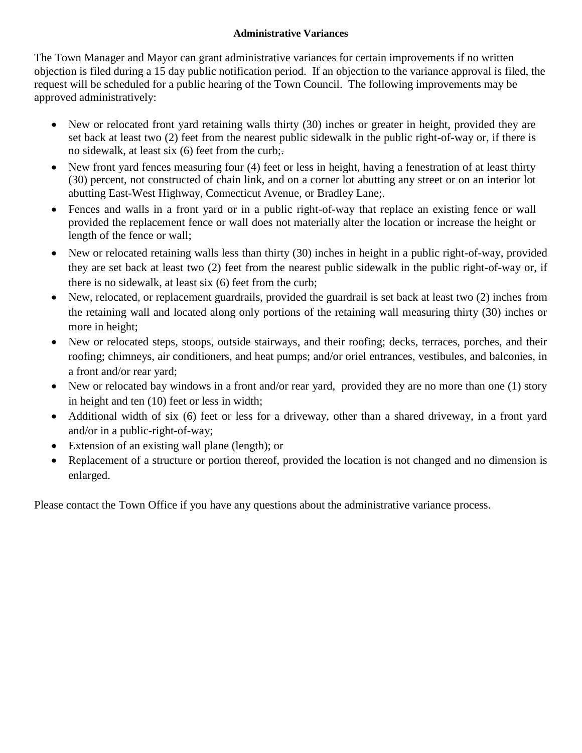**Administrative Variances**

The Town Manager and Mayor can grant administrative variances for certain improvements if no written objection is filed during a 15 day public notification period. If an objection to the variance approval is filed, the request will be scheduled for a public hearing of the Town Council. The following improvements may be approved administratively:

- New or relocated front yard retaining walls thirty (30) inches or greater in height, provided they are set back at least two (2) feet from the nearest public sidewalk in the public right-of-way or, if there is no sidewalk, at least six (6) feet from the curb;.
- New front yard fences measuring four (4) feet or less in height, having a fenestration of at least thirty (30) percent, not constructed of chain link, and on a corner lot abutting any street or on an interior lot abutting East-West Highway, Connecticut Avenue, or Bradley Lane;.
- Fences and walls in a front yard or in a public right-of-way that replace an existing fence or wall provided the replacement fence or wall does not materially alter the location or increase the height or length of the fence or wall;
- New or relocated retaining walls less than thirty (30) inches in height in a public right-of-way, provided they are set back at least two (2) feet from the nearest public sidewalk in the public right-of-way or, if there is no sidewalk, at least six (6) feet from the curb;
- New, relocated, or replacement guardrails, provided the guardrail is set back at least two (2) inches from the retaining wall and located along only portions of the retaining wall measuring thirty (30) inches or more in height;
- New or relocated steps, stoops, outside stairways, and their roofing; decks, terraces, porches, and their roofing; chimneys, air conditioners, and heat pumps; and/or oriel entrances, vestibules, and balconies, in a front and/or rear yard;
- New or relocated bay windows in a front and/or rear yard, provided they are no more than one (1) story in height and ten (10) feet or less in width;
- Additional width of six (6) feet or less for a driveway, other than a shared driveway, in a front yard and/or in a public-right-of-way;
- Extension of an existing wall plane (length); or
- Replacement of a structure or portion thereof, provided the location is not changed and no dimension is enlarged.

Please contact the Town Office if you have any questions about the administrative variance process.